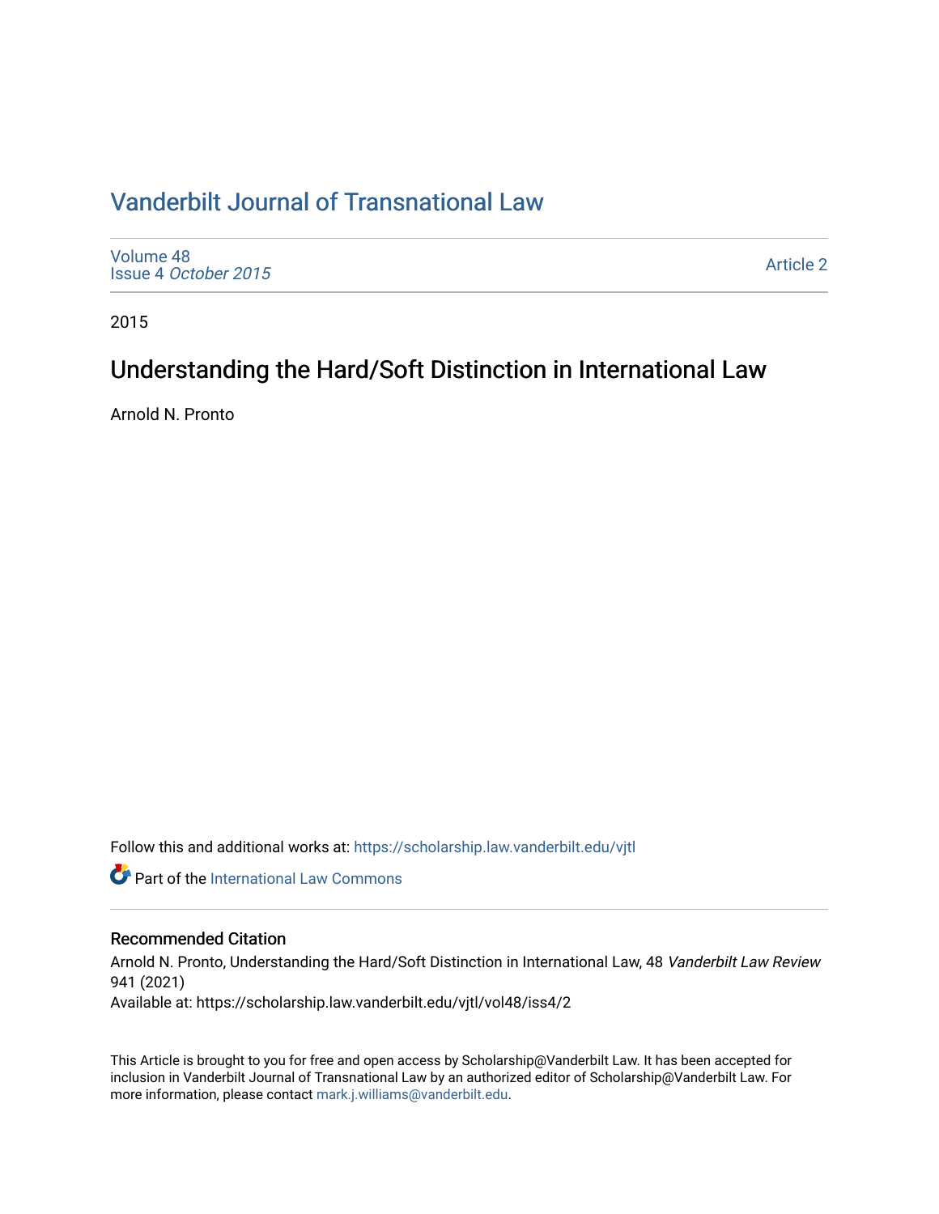# Vanderbilt Journal of Transnational Law

Volume 48
Issue 4 *October 2015*

Article 2

2015

## Understanding the Hard/Soft Distinction in International Law

Arnold N. Pronto

Follow this and additional works at: https://scholarship.law.vanderbilt.edu/vjtl

Part of the International Law Commons

### Recommended Citation

Arnold N. Pronto, Understanding the Hard/Soft Distinction in International Law, 48 *Vanderbilt Law Review* 941 (2021)
Available at: https://scholarship.law.vanderbilt.edu/vjtl/vol48/iss4/2

This Article is brought to you for free and open access by Scholarship@Vanderbilt Law. It has been accepted for inclusion in Vanderbilt Journal of Transnational Law by an authorized editor of Scholarship@Vanderbilt Law. For more information, please contact mark.j.williams@vanderbilt.edu.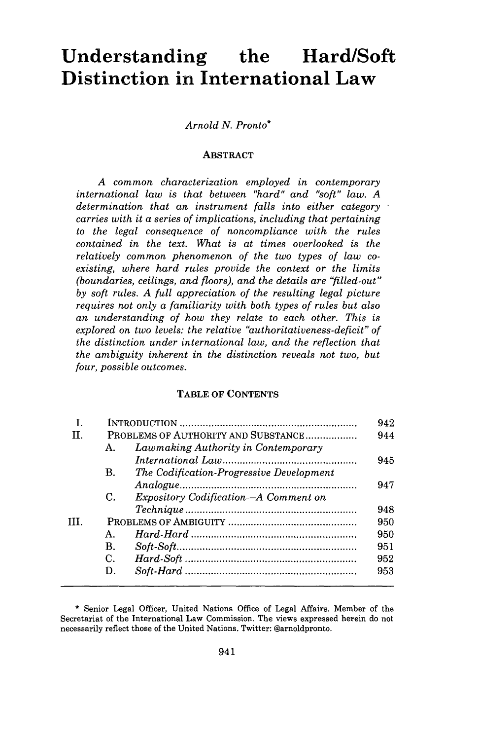# Understanding the Hard/Soft Distinction in International Law

*Arnold N. Pronto*[*]

**ABSTRACT**

*A common characterization employed in contemporary international law is that between "hard" and "soft" law. A determination that an instrument falls into either category carries with it a series of implications, including that pertaining to the legal consequence of noncompliance with the rules contained in the text. What is at times overlooked is the relatively common phenomenon of the two types of law co-existing, where hard rules provide the context or the limits (boundaries, ceilings, and floors), and the details are "filled-out" by soft rules. A full appreciation of the resulting legal picture requires not only a familiarity with both types of rules but also an understanding of how they relate to each other. This is explored on two levels: the relative "authoritativeness-deficit" of the distinction under international law, and the reflection that the ambiguity inherent in the distinction reveals not two, but four, possible outcomes.*

**TABLE OF CONTENTS**

| | | | |
|---|---|---|---|
| I. | | INTRODUCTION | 942 |
| II. | | PROBLEMS OF AUTHORITY AND SUBSTANCE | 944 |
| | A. | *Lawmaking Authority in Contemporary International Law* | 945 |
| | B. | *The Codification-Progressive Development Analogue* | 947 |
| | C. | *Expository Codification—A Comment on Technique* | 948 |
| III. | | PROBLEMS OF AMBIGUITY | 950 |
| | A. | *Hard-Hard* | 950 |
| | B. | *Soft-Soft* | 951 |
| | C. | *Hard-Soft* | 952 |
| | D. | *Soft-Hard* | 953 |

---

[*] Senior Legal Officer, United Nations Office of Legal Affairs. Member of the Secretariat of the International Law Commission. The views expressed herein do not necessarily reflect those of the United Nations. Twitter: @arnoldpronto.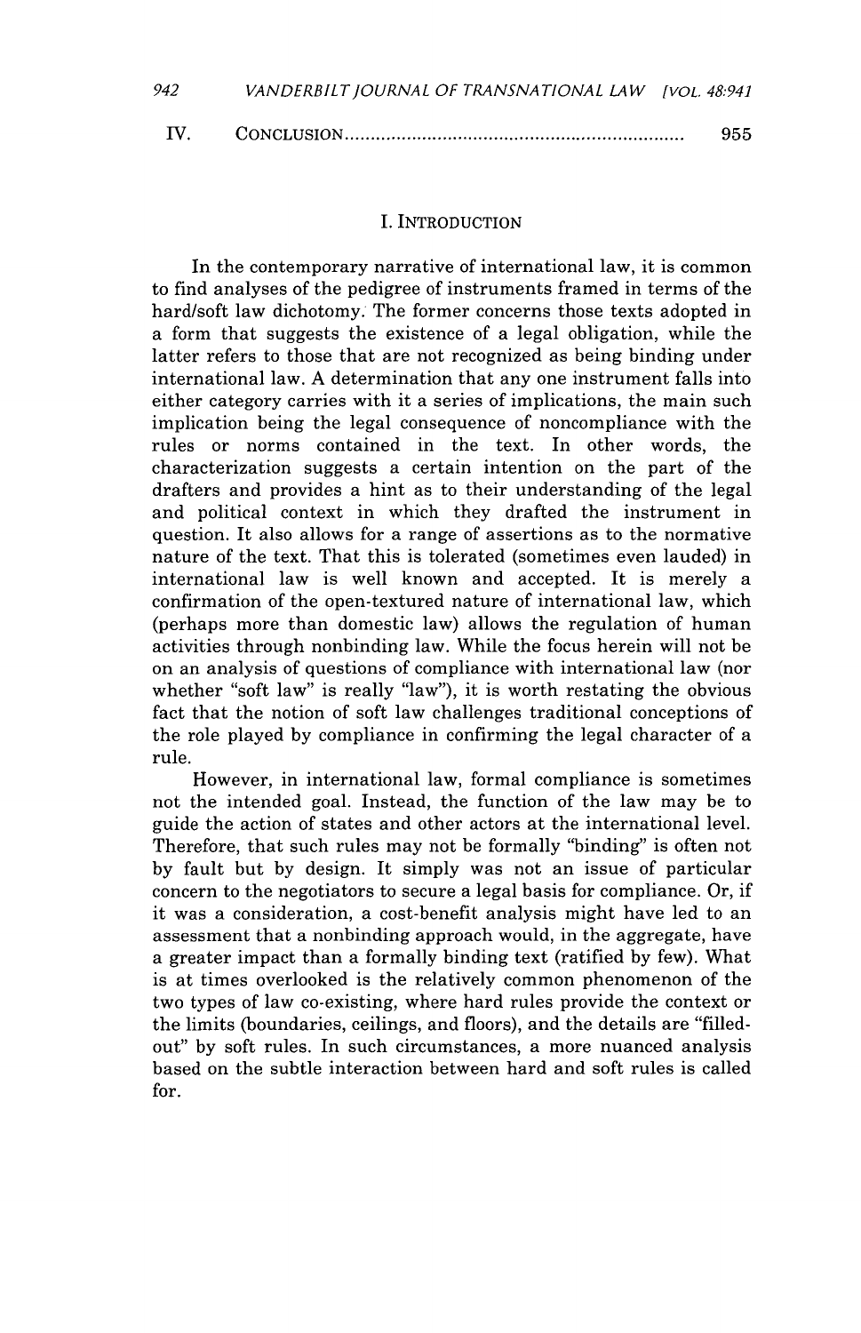IV. CONCLUSION ................................................................ 955

## I. INTRODUCTION

In the contemporary narrative of international law, it is common to find analyses of the pedigree of instruments framed in terms of the hard/soft law dichotomy. The former concerns those texts adopted in a form that suggests the existence of a legal obligation, while the latter refers to those that are not recognized as being binding under international law. A determination that any one instrument falls into either category carries with it a series of implications, the main such implication being the legal consequence of noncompliance with the rules or norms contained in the text. In other words, the characterization suggests a certain intention on the part of the drafters and provides a hint as to their understanding of the legal and political context in which they drafted the instrument in question. It also allows for a range of assertions as to the normative nature of the text. That this is tolerated (sometimes even lauded) in international law is well known and accepted. It is merely a confirmation of the open-textured nature of international law, which (perhaps more than domestic law) allows the regulation of human activities through nonbinding law. While the focus herein will not be on an analysis of questions of compliance with international law (nor whether "soft law" is really "law"), it is worth restating the obvious fact that the notion of soft law challenges traditional conceptions of the role played by compliance in confirming the legal character of a rule.

However, in international law, formal compliance is sometimes not the intended goal. Instead, the function of the law may be to guide the action of states and other actors at the international level. Therefore, that such rules may not be formally "binding" is often not by fault but by design. It simply was not an issue of particular concern to the negotiators to secure a legal basis for compliance. Or, if it was a consideration, a cost-benefit analysis might have led to an assessment that a nonbinding approach would, in the aggregate, have a greater impact than a formally binding text (ratified by few). What is at times overlooked is the relatively common phenomenon of the two types of law co-existing, where hard rules provide the context or the limits (boundaries, ceilings, and floors), and the details are "filled-out" by soft rules. In such circumstances, a more nuanced analysis based on the subtle interaction between hard and soft rules is called for.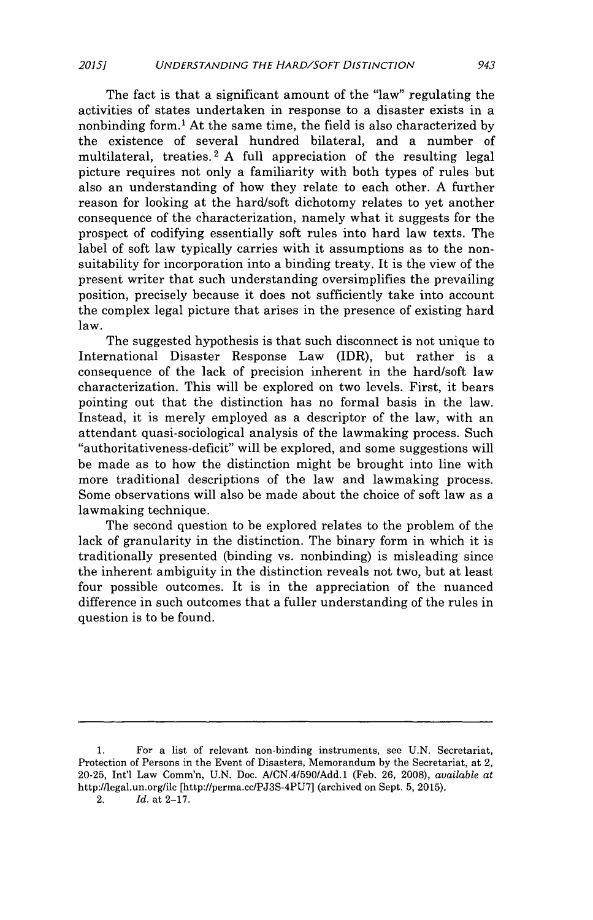The fact is that a significant amount of the "law" regulating the activities of states undertaken in response to a disaster exists in a nonbinding form.[1] At the same time, the field is also characterized by the existence of several hundred bilateral, and a number of multilateral, treaties.[2] A full appreciation of the resulting legal picture requires not only a familiarity with both types of rules but also an understanding of how they relate to each other. A further reason for looking at the hard/soft dichotomy relates to yet another consequence of the characterization, namely what it suggests for the prospect of codifying essentially soft rules into hard law texts. The label of soft law typically carries with it assumptions as to the non-suitability for incorporation into a binding treaty. It is the view of the present writer that such understanding oversimplifies the prevailing position, precisely because it does not sufficiently take into account the complex legal picture that arises in the presence of existing hard law.

The suggested hypothesis is that such disconnect is not unique to International Disaster Response Law (IDR), but rather is a consequence of the lack of precision inherent in the hard/soft law characterization. This will be explored on two levels. First, it bears pointing out that the distinction has no formal basis in the law. Instead, it is merely employed as a descriptor of the law, with an attendant quasi-sociological analysis of the lawmaking process. Such "authoritativeness-deficit" will be explored, and some suggestions will be made as to how the distinction might be brought into line with more traditional descriptions of the law and lawmaking process. Some observations will also be made about the choice of soft law as a lawmaking technique.

The second question to be explored relates to the problem of the lack of granularity in the distinction. The binary form in which it is traditionally presented (binding vs. nonbinding) is misleading since the inherent ambiguity in the distinction reveals not two, but at least four possible outcomes. It is in the appreciation of the nuanced difference in such outcomes that a fuller understanding of the rules in question is to be found.

---

1. For a list of relevant non-binding instruments, see U.N. Secretariat, Protection of Persons in the Event of Disasters, Memorandum by the Secretariat, at 2, 20-25, Int'l Law Comm'n, U.N. Doc. A/CN.4/590/Add.1 (Feb. 26, 2008), *available at* http://legal.un.org/ilc [http://perma.cc/PJ3S-4PU7] (archived on Sept. 5, 2015).

2. *Id.* at 2–17.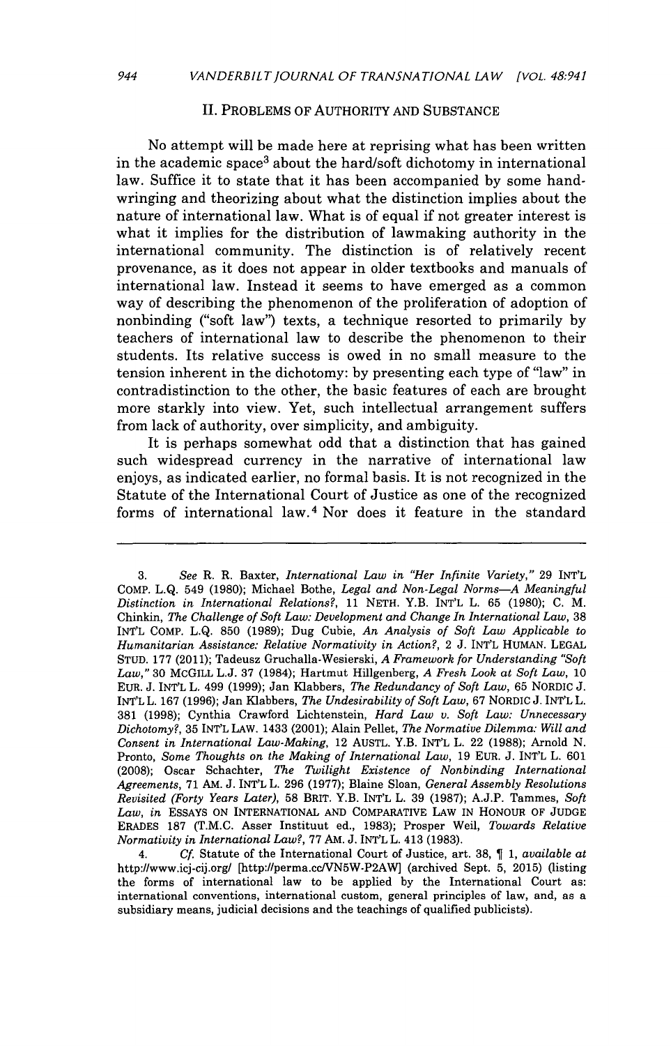## II. PROBLEMS OF AUTHORITY AND SUBSTANCE

No attempt will be made here at reprising what has been written in the academic space[3] about the hard/soft dichotomy in international law. Suffice it to state that it has been accompanied by some hand-wringing and theorizing about what the distinction implies about the nature of international law. What is of equal if not greater interest is what it implies for the distribution of lawmaking authority in the international community. The distinction is of relatively recent provenance, as it does not appear in older textbooks and manuals of international law. Instead it seems to have emerged as a common way of describing the phenomenon of the proliferation of adoption of nonbinding ("soft law") texts, a technique resorted to primarily by teachers of international law to describe the phenomenon to their students. Its relative success is owed in no small measure to the tension inherent in the dichotomy: by presenting each type of "law" in contradistinction to the other, the basic features of each are brought more starkly into view. Yet, such intellectual arrangement suffers from lack of authority, over simplicity, and ambiguity.

It is perhaps somewhat odd that a distinction that has gained such widespread currency in the narrative of international law enjoys, as indicated earlier, no formal basis. It is not recognized in the Statute of the International Court of Justice as one of the recognized forms of international law.[4] Nor does it feature in the standard

---

3. *See* R. R. Baxter, *International Law in "Her Infinite Variety,"* 29 INT'L COMP. L.Q. 549 (1980); Michael Bothe, *Legal and Non-Legal Norms—A Meaningful Distinction in International Relations?*, 11 NETH. Y.B. INT'L L. 65 (1980); C. M. Chinkin, *The Challenge of Soft Law: Development and Change In International Law*, 38 INT'L COMP. L.Q. 850 (1989); Dug Cubie, *An Analysis of Soft Law Applicable to Humanitarian Assistance: Relative Normativity in Action?*, 2 J. INT'L HUMAN. LEGAL STUD. 177 (2011); Tadeusz Gruchalla-Wesierski, *A Framework for Understanding "Soft Law,"* 30 MCGILL L.J. 37 (1984); Hartmut Hillgenberg, *A Fresh Look at Soft Law*, 10 EUR. J. INT'L L. 499 (1999); Jan Klabbers, *The Redundancy of Soft Law*, 65 NORDIC J. INT'L L. 167 (1996); Jan Klabbers, *The Undesirability of Soft Law*, 67 NORDIC J. INT'L L. 381 (1998); Cynthia Crawford Lichtenstein, *Hard Law v. Soft Law: Unnecessary Dichotomy?*, 35 INT'L LAW. 1433 (2001); Alain Pellet, *The Normative Dilemma: Will and Consent in International Law-Making*, 12 AUSTL. Y.B. INT'L L. 22 (1988); Arnold N. Pronto, *Some Thoughts on the Making of International Law*, 19 EUR. J. INT'L L. 601 (2008); Oscar Schachter, *The Twilight Existence of Nonbinding International Agreements*, 71 AM. J. INT'L L. 296 (1977); Blaine Sloan, *General Assembly Resolutions Revisited (Forty Years Later)*, 58 BRIT. Y.B. INT'L L. 39 (1987); A.J.P. Tammes, *Soft Law*, *in* ESSAYS ON INTERNATIONAL AND COMPARATIVE LAW IN HONOUR OF JUDGE ERADES 187 (T.M.C. Asser Instituut ed., 1983); Prosper Weil, *Towards Relative Normativity in International Law?*, 77 AM. J. INT'L L. 413 (1983).

4. *Cf.* Statute of the International Court of Justice, art. 38, ¶ 1, *available at* http://www.icj-cij.org/ [http://perma.cc/VN5W-P2AW] (archived Sept. 5, 2015) (listing the forms of international law to be applied by the International Court as: international conventions, international custom, general principles of law, and, as a subsidiary means, judicial decisions and the teachings of qualified publicists).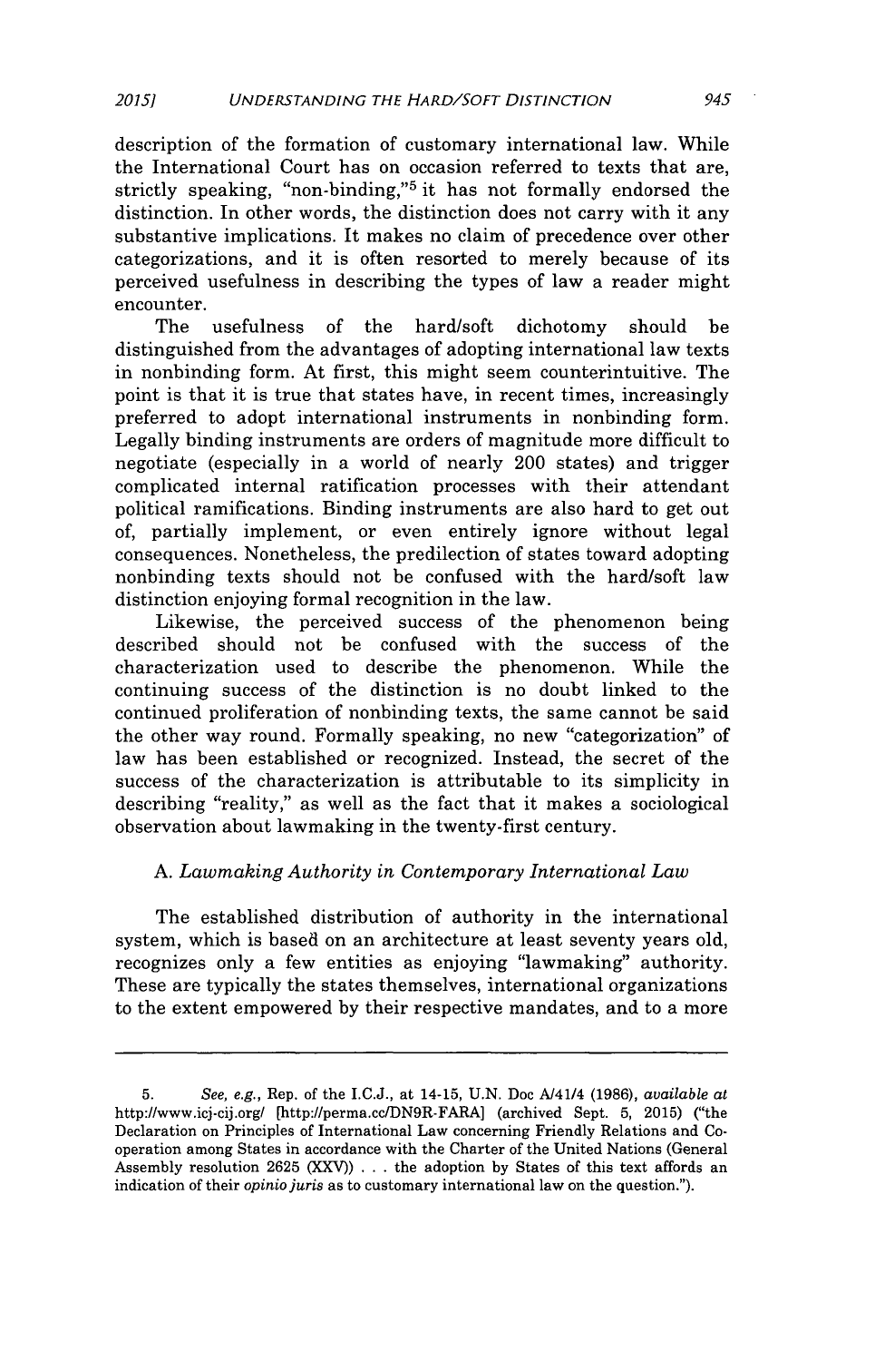description of the formation of customary international law. While the International Court has on occasion referred to texts that are, strictly speaking, "non-binding,"[5] it has not formally endorsed the distinction. In other words, the distinction does not carry with it any substantive implications. It makes no claim of precedence over other categorizations, and it is often resorted to merely because of its perceived usefulness in describing the types of law a reader might encounter.

The usefulness of the hard/soft dichotomy should be distinguished from the advantages of adopting international law texts in nonbinding form. At first, this might seem counterintuitive. The point is that it is true that states have, in recent times, increasingly preferred to adopt international instruments in nonbinding form. Legally binding instruments are orders of magnitude more difficult to negotiate (especially in a world of nearly 200 states) and trigger complicated internal ratification processes with their attendant political ramifications. Binding instruments are also hard to get out of, partially implement, or even entirely ignore without legal consequences. Nonetheless, the predilection of states toward adopting nonbinding texts should not be confused with the hard/soft law distinction enjoying formal recognition in the law.

Likewise, the perceived success of the phenomenon being described should not be confused with the success of the characterization used to describe the phenomenon. While the continuing success of the distinction is no doubt linked to the continued proliferation of nonbinding texts, the same cannot be said the other way round. Formally speaking, no new "categorization" of law has been established or recognized. Instead, the secret of the success of the characterization is attributable to its simplicity in describing "reality," as well as the fact that it makes a sociological observation about lawmaking in the twenty-first century.

### A. *Lawmaking Authority in Contemporary International Law*

The established distribution of authority in the international system, which is based on an architecture at least seventy years old, recognizes only a few entities as enjoying "lawmaking" authority. These are typically the states themselves, international organizations to the extent empowered by their respective mandates, and to a more

---

5. *See, e.g.*, Rep. of the I.C.J., at 14-15, U.N. Doc A/41/4 (1986), *available at* http://www.icj-cij.org/ [http://perma.cc/DN9R-FARA] (archived Sept. 5, 2015) ("the Declaration on Principles of International Law concerning Friendly Relations and Co-operation among States in accordance with the Charter of the United Nations (General Assembly resolution 2625 (XXV)) . . . the adoption by States of this text affords an indication of their *opinio juris* as to customary international law on the question.").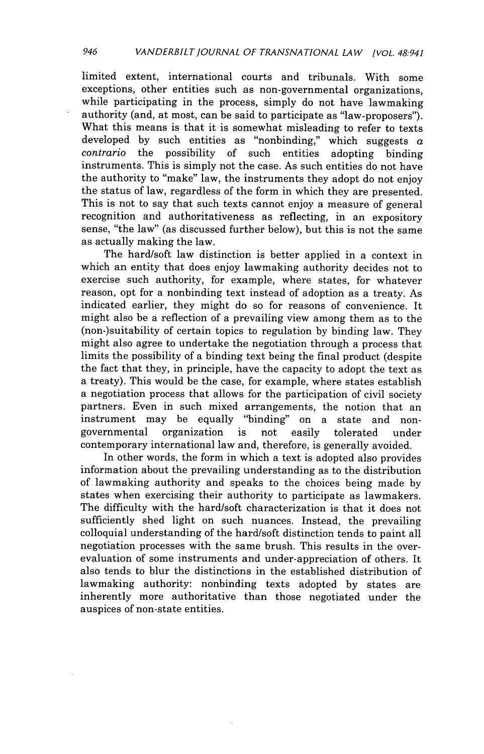limited extent, international courts and tribunals. With some exceptions, other entities such as non-governmental organizations, while participating in the process, simply do not have lawmaking authority (and, at most, can be said to participate as "law-proposers"). What this means is that it is somewhat misleading to refer to texts developed by such entities as "nonbinding," which suggests *a contrario* the possibility of such entities adopting binding instruments. This is simply not the case. As such entities do not have the authority to "make" law, the instruments they adopt do not enjoy the status of law, regardless of the form in which they are presented. This is not to say that such texts cannot enjoy a measure of general recognition and authoritativeness as reflecting, in an expository sense, "the law" (as discussed further below), but this is not the same as actually making the law.

The hard/soft law distinction is better applied in a context in which an entity that does enjoy lawmaking authority decides not to exercise such authority, for example, where states, for whatever reason, opt for a nonbinding text instead of adoption as a treaty. As indicated earlier, they might do so for reasons of convenience. It might also be a reflection of a prevailing view among them as to the (non-)suitability of certain topics to regulation by binding law. They might also agree to undertake the negotiation through a process that limits the possibility of a binding text being the final product (despite the fact that they, in principle, have the capacity to adopt the text as a treaty). This would be the case, for example, where states establish a negotiation process that allows for the participation of civil society partners. Even in such mixed arrangements, the notion that an instrument may be equally "binding" on a state and non-governmental organization is not easily tolerated under contemporary international law and, therefore, is generally avoided.

In other words, the form in which a text is adopted also provides information about the prevailing understanding as to the distribution of lawmaking authority and speaks to the choices being made by states when exercising their authority to participate as lawmakers. The difficulty with the hard/soft characterization is that it does not sufficiently shed light on such nuances. Instead, the prevailing colloquial understanding of the hard/soft distinction tends to paint all negotiation processes with the same brush. This results in the over-evaluation of some instruments and under-appreciation of others. It also tends to blur the distinctions in the established distribution of lawmaking authority: nonbinding texts adopted by states are inherently more authoritative than those negotiated under the auspices of non-state entities.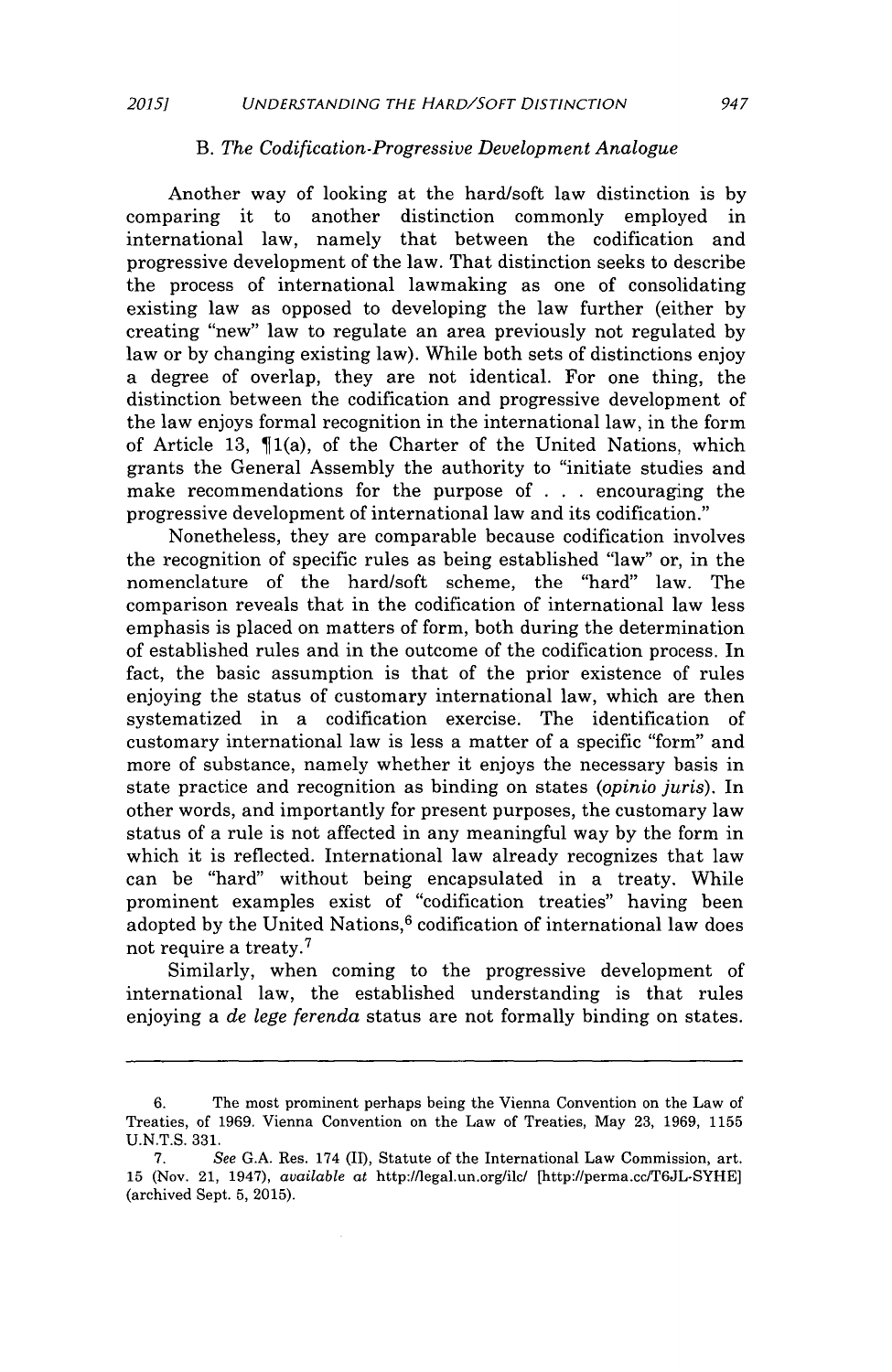### B. *The Codification-Progressive Development Analogue*

Another way of looking at the hard/soft law distinction is by comparing it to another distinction commonly employed in international law, namely that between the codification and progressive development of the law. That distinction seeks to describe the process of international lawmaking as one of consolidating existing law as opposed to developing the law further (either by creating "new" law to regulate an area previously not regulated by law or by changing existing law). While both sets of distinctions enjoy a degree of overlap, they are not identical. For one thing, the distinction between the codification and progressive development of the law enjoys formal recognition in the international law, in the form of Article 13, ¶1(a), of the Charter of the United Nations, which grants the General Assembly the authority to "initiate studies and make recommendations for the purpose of . . . encouraging the progressive development of international law and its codification."

Nonetheless, they are comparable because codification involves the recognition of specific rules as being established "law" or, in the nomenclature of the hard/soft scheme, the "hard" law. The comparison reveals that in the codification of international law less emphasis is placed on matters of form, both during the determination of established rules and in the outcome of the codification process. In fact, the basic assumption is that of the prior existence of rules enjoying the status of customary international law, which are then systematized in a codification exercise. The identification of customary international law is less a matter of a specific "form" and more of substance, namely whether it enjoys the necessary basis in state practice and recognition as binding on states (*opinio juris*). In other words, and importantly for present purposes, the customary law status of a rule is not affected in any meaningful way by the form in which it is reflected. International law already recognizes that law can be "hard" without being encapsulated in a treaty. While prominent examples exist of "codification treaties" having been adopted by the United Nations,[6] codification of international law does not require a treaty.[7]

Similarly, when coming to the progressive development of international law, the established understanding is that rules enjoying a *de lege ferenda* status are not formally binding on states.

---

6. The most prominent perhaps being the Vienna Convention on the Law of Treaties, of 1969. Vienna Convention on the Law of Treaties, May 23, 1969, 1155 U.N.T.S. 331.

7. *See* G.A. Res. 174 (II), Statute of the International Law Commission, art. 15 (Nov. 21, 1947), *available at* http://legal.un.org/ilc/ [http://perma.cc/T6JL-SYHE] (archived Sept. 5, 2015).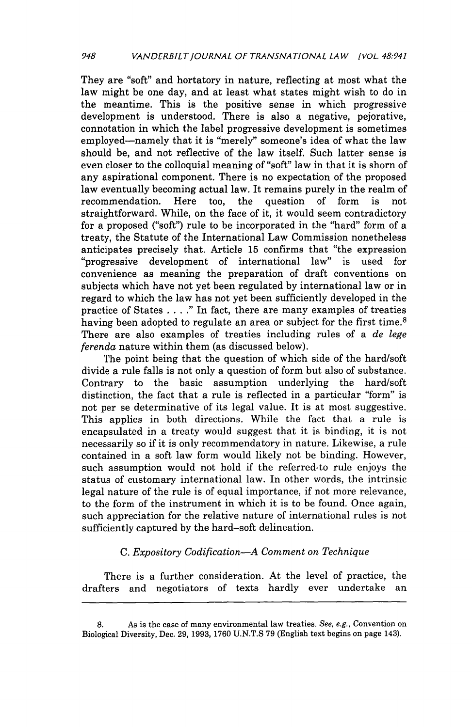They are "soft" and hortatory in nature, reflecting at most what the law might be one day, and at least what states might wish to do in the meantime. This is the positive sense in which progressive development is understood. There is also a negative, pejorative, connotation in which the label progressive development is sometimes employed—namely that it is "merely" someone's idea of what the law should be, and not reflective of the law itself. Such latter sense is even closer to the colloquial meaning of "soft" law in that it is shorn of any aspirational component. There is no expectation of the proposed law eventually becoming actual law. It remains purely in the realm of recommendation. Here too, the question of form is not straightforward. While, on the face of it, it would seem contradictory for a proposed ("soft") rule to be incorporated in the "hard" form of a treaty, the Statute of the International Law Commission nonetheless anticipates precisely that. Article 15 confirms that "the expression "progressive development of international law" is used for convenience as meaning the preparation of draft conventions on subjects which have not yet been regulated by international law or in regard to which the law has not yet been sufficiently developed in the practice of States . . . ." In fact, there are many examples of treaties having been adopted to regulate an area or subject for the first time.[8] There are also examples of treaties including rules of a *de lege ferenda* nature within them (as discussed below).

The point being that the question of which side of the hard/soft divide a rule falls is not only a question of form but also of substance. Contrary to the basic assumption underlying the hard/soft distinction, the fact that a rule is reflected in a particular "form" is not per se determinative of its legal value. It is at most suggestive. This applies in both directions. While the fact that a rule is encapsulated in a treaty would suggest that it is binding, it is not necessarily so if it is only recommendatory in nature. Likewise, a rule contained in a soft law form would likely not be binding. However, such assumption would not hold if the referred-to rule enjoys the status of customary international law. In other words, the intrinsic legal nature of the rule is of equal importance, if not more relevance, to the form of the instrument in which it is to be found. Once again, such appreciation for the relative nature of international rules is not sufficiently captured by the hard–soft delineation.

### C. *Expository Codification—A Comment on Technique*

There is a further consideration. At the level of practice, the drafters and negotiators of texts hardly ever undertake an

---

8. As is the case of many environmental law treaties. *See, e.g.*, Convention on Biological Diversity, Dec. 29, 1993, 1760 U.N.T.S 79 (English text begins on page 143).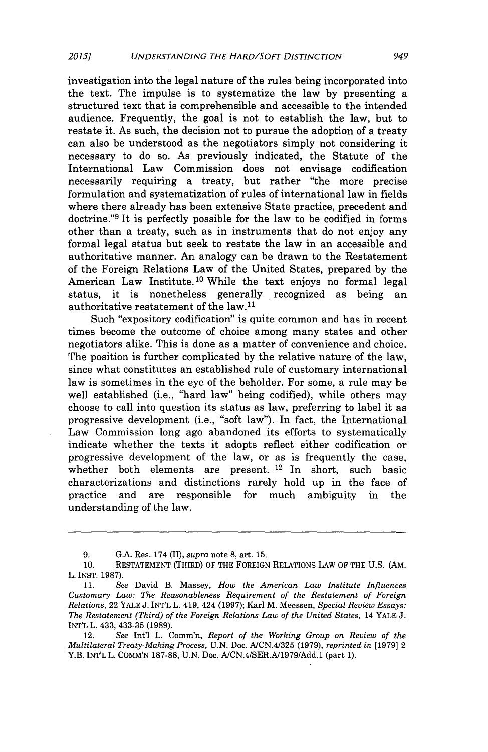investigation into the legal nature of the rules being incorporated into the text. The impulse is to systematize the law by presenting a structured text that is comprehensible and accessible to the intended audience. Frequently, the goal is not to establish the law, but to restate it. As such, the decision not to pursue the adoption of a treaty can also be understood as the negotiators simply not considering it necessary to do so. As previously indicated, the Statute of the International Law Commission does not envisage codification necessarily requiring a treaty, but rather "the more precise formulation and systematization of rules of international law in fields where there already has been extensive State practice, precedent and doctrine."[9] It is perfectly possible for the law to be codified in forms other than a treaty, such as in instruments that do not enjoy any formal legal status but seek to restate the law in an accessible and authoritative manner. An analogy can be drawn to the Restatement of the Foreign Relations Law of the United States, prepared by the American Law Institute.[10] While the text enjoys no formal legal status, it is nonetheless generally recognized as being an authoritative restatement of the law.[11]

Such "expository codification" is quite common and has in recent times become the outcome of choice among many states and other negotiators alike. This is done as a matter of convenience and choice. The position is further complicated by the relative nature of the law, since what constitutes an established rule of customary international law is sometimes in the eye of the beholder. For some, a rule may be well established (i.e., "hard law" being codified), while others may choose to call into question its status as law, preferring to label it as progressive development (i.e., "soft law"). In fact, the International Law Commission long ago abandoned its efforts to systematically indicate whether the texts it adopts reflect either codification or progressive development of the law, or as is frequently the case, whether both elements are present.[12] In short, such basic characterizations and distinctions rarely hold up in the face of practice and are responsible for much ambiguity in the understanding of the law.

---

9. G.A. Res. 174 (II), *supra* note 8, art. 15.

10. RESTATEMENT (THIRD) OF THE FOREIGN RELATIONS LAW OF THE U.S. (AM. L. INST. 1987).

11. *See* David B. Massey, *How the American Law Institute Influences Customary Law: The Reasonableness Requirement of the Restatement of Foreign Relations*, 22 YALE J. INT'L L. 419, 424 (1997); Karl M. Meessen, *Special Review Essays: The Restatement (Third) of the Foreign Relations Law of the United States*, 14 YALE J. INT'L L. 433, 433-35 (1989).

12. *See* Int'l L. Comm'n, *Report of the Working Group on Review of the Multilateral Treaty-Making Process*, U.N. Doc. A/CN.4/325 (1979), *reprinted in* [1979] 2 Y.B. INT'L L. COMM'N 187-88, U.N. Doc. A/CN.4/SER.A/1979/Add.1 (part 1).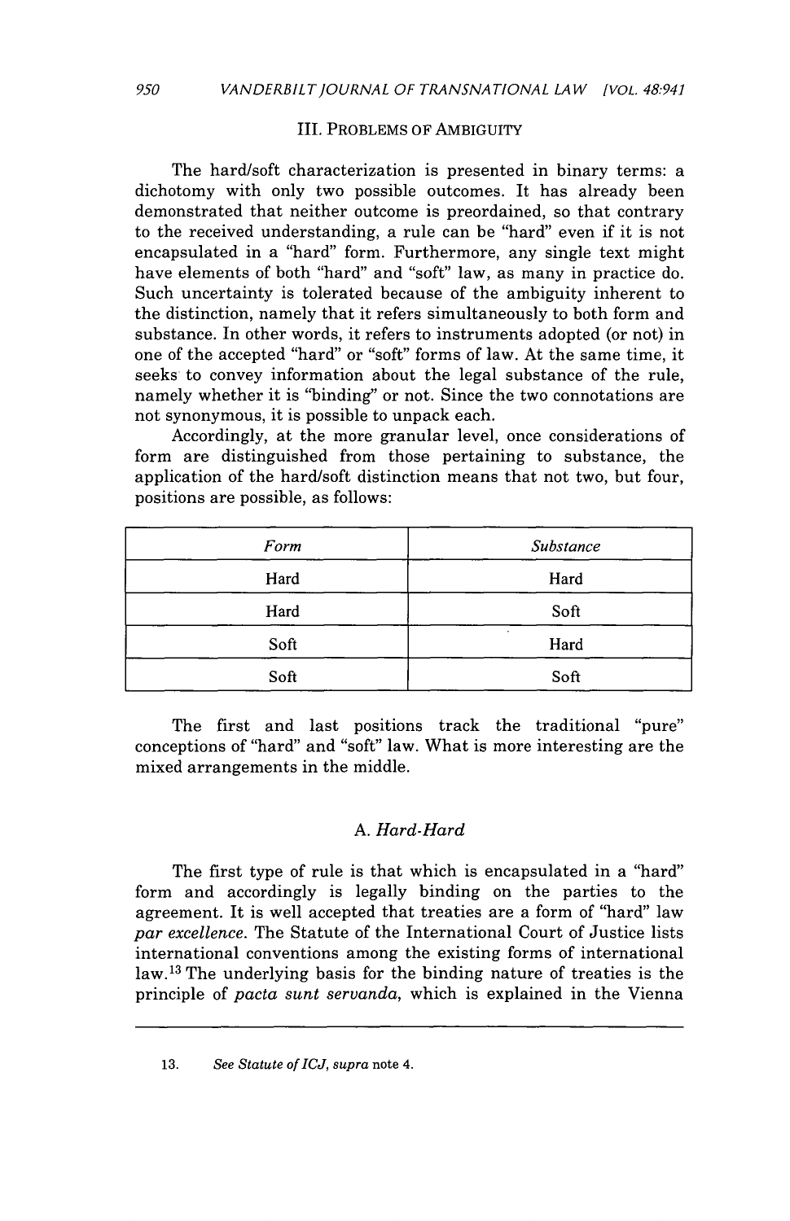### III. PROBLEMS OF AMBIGUITY

The hard/soft characterization is presented in binary terms: a dichotomy with only two possible outcomes. It has already been demonstrated that neither outcome is preordained, so that contrary to the received understanding, a rule can be "hard" even if it is not encapsulated in a "hard" form. Furthermore, any single text might have elements of both "hard" and "soft" law, as many in practice do. Such uncertainty is tolerated because of the ambiguity inherent to the distinction, namely that it refers simultaneously to both form and substance. In other words, it refers to instruments adopted (or not) in one of the accepted "hard" or "soft" forms of law. At the same time, it seeks to convey information about the legal substance of the rule, namely whether it is "binding" or not. Since the two connotations are not synonymous, it is possible to unpack each.

Accordingly, at the more granular level, once considerations of form are distinguished from those pertaining to substance, the application of the hard/soft distinction means that not two, but four, positions are possible, as follows:

| *Form* | *Substance* |
|---|---|
| Hard | Hard |
| Hard | Soft |
| Soft | Hard |
| Soft | Soft |

The first and last positions track the traditional "pure" conceptions of "hard" and "soft" law. What is more interesting are the mixed arrangements in the middle.

#### A. *Hard-Hard*

The first type of rule is that which is encapsulated in a "hard" form and accordingly is legally binding on the parties to the agreement. It is well accepted that treaties are a form of "hard" law *par excellence*. The Statute of the International Court of Justice lists international conventions among the existing forms of international law.[13] The underlying basis for the binding nature of treaties is the principle of *pacta sunt servanda*, which is explained in the Vienna

13. *See Statute of ICJ, supra* note 4.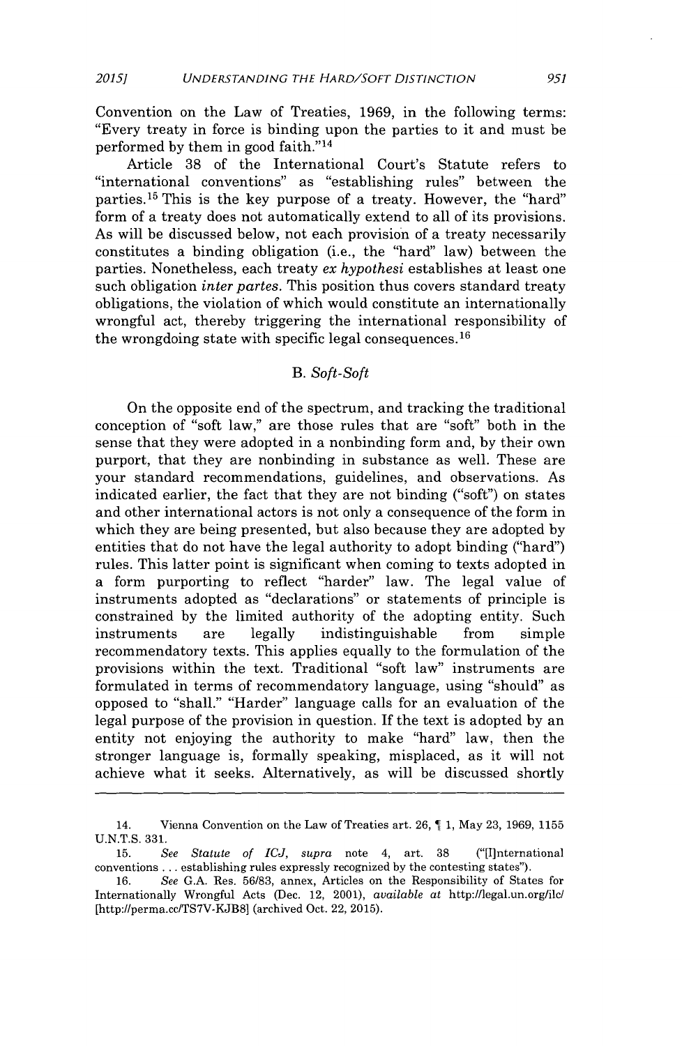Convention on the Law of Treaties, 1969, in the following terms: "Every treaty in force is binding upon the parties to it and must be performed by them in good faith."[14]

Article 38 of the International Court's Statute refers to "international conventions" as "establishing rules" between the parties.[15] This is the key purpose of a treaty. However, the "hard" form of a treaty does not automatically extend to all of its provisions. As will be discussed below, not each provision of a treaty necessarily constitutes a binding obligation (i.e., the "hard" law) between the parties. Nonetheless, each treaty *ex hypothesi* establishes at least one such obligation *inter partes*. This position thus covers standard treaty obligations, the violation of which would constitute an internationally wrongful act, thereby triggering the international responsibility of the wrongdoing state with specific legal consequences.[16]

### B. *Soft-Soft*

On the opposite end of the spectrum, and tracking the traditional conception of "soft law," are those rules that are "soft" both in the sense that they were adopted in a nonbinding form and, by their own purport, that they are nonbinding in substance as well. These are your standard recommendations, guidelines, and observations. As indicated earlier, the fact that they are not binding ("soft") on states and other international actors is not only a consequence of the form in which they are being presented, but also because they are adopted by entities that do not have the legal authority to adopt binding ("hard") rules. This latter point is significant when coming to texts adopted in a form purporting to reflect "harder" law. The legal value of instruments adopted as "declarations" or statements of principle is constrained by the limited authority of the adopting entity. Such instruments are legally indistinguishable from simple recommendatory texts. This applies equally to the formulation of the provisions within the text. Traditional "soft law" instruments are formulated in terms of recommendatory language, using "should" as opposed to "shall." "Harder" language calls for an evaluation of the legal purpose of the provision in question. If the text is adopted by an entity not enjoying the authority to make "hard" law, then the stronger language is, formally speaking, misplaced, as it will not achieve what it seeks. Alternatively, as will be discussed shortly

---

14. Vienna Convention on the Law of Treaties art. 26, ¶ 1, May 23, 1969, 1155 U.N.T.S. 331.

15. *See Statute of ICJ*, *supra* note 4, art. 38 ("[I]nternational conventions . . . establishing rules expressly recognized by the contesting states").

16. *See* G.A. Res. 56/83, annex, Articles on the Responsibility of States for Internationally Wrongful Acts (Dec. 12, 2001), *available at* http://legal.un.org/ilc/ [http://perma.cc/TS7V-KJB8] (archived Oct. 22, 2015).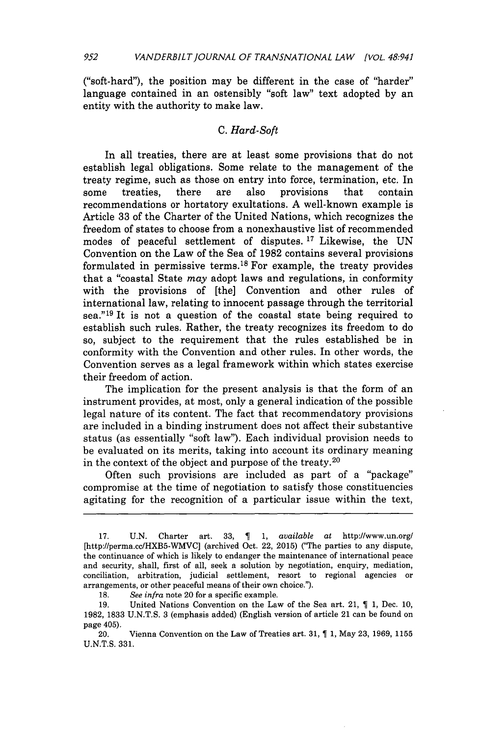("soft-hard"), the position may be different in the case of "harder" language contained in an ostensibly "soft law" text adopted by an entity with the authority to make law.

### C. *Hard-Soft*

In all treaties, there are at least some provisions that do not establish legal obligations. Some relate to the management of the treaty regime, such as those on entry into force, termination, etc. In some treaties, there are also provisions that contain recommendations or hortatory exultations. A well-known example is Article 33 of the Charter of the United Nations, which recognizes the freedom of states to choose from a nonexhaustive list of recommended modes of peaceful settlement of disputes.[17] Likewise, the UN Convention on the Law of the Sea of 1982 contains several provisions formulated in permissive terms.[18] For example, the treaty provides that a "coastal State *may* adopt laws and regulations, in conformity with the provisions of [the] Convention and other rules of international law, relating to innocent passage through the territorial sea."[19] It is not a question of the coastal state being required to establish such rules. Rather, the treaty recognizes its freedom to do so, subject to the requirement that the rules established be in conformity with the Convention and other rules. In other words, the Convention serves as a legal framework within which states exercise their freedom of action.

The implication for the present analysis is that the form of an instrument provides, at most, only a general indication of the possible legal nature of its content. The fact that recommendatory provisions are included in a binding instrument does not affect their substantive status (as essentially "soft law"). Each individual provision needs to be evaluated on its merits, taking into account its ordinary meaning in the context of the object and purpose of the treaty.[20]

Often such provisions are included as part of a "package" compromise at the time of negotiation to satisfy those constituencies agitating for the recognition of a particular issue within the text,

---

17. U.N. Charter art. 33, ¶ 1, *available at* http://www.un.org/ [http://perma.cc/HXB5-WMVC] (archived Oct. 22, 2015) ("The parties to any dispute, the continuance of which is likely to endanger the maintenance of international peace and security, shall, first of all, seek a solution by negotiation, enquiry, mediation, conciliation, arbitration, judicial settlement, resort to regional agencies or arrangements, or other peaceful means of their own choice.").

18. *See infra* note 20 for a specific example.

19. United Nations Convention on the Law of the Sea art. 21, ¶ 1, Dec. 10, 1982, 1833 U.N.T.S. 3 (emphasis added) (English version of article 21 can be found on page 405).

20. Vienna Convention on the Law of Treaties art. 31, ¶ 1, May 23, 1969, 1155 U.N.T.S. 331.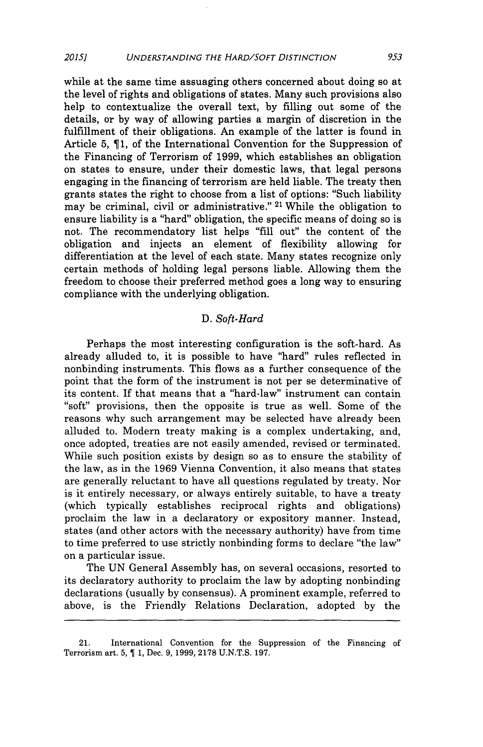while at the same time assuaging others concerned about doing so at the level of rights and obligations of states. Many such provisions also help to contextualize the overall text, by filling out some of the details, or by way of allowing parties a margin of discretion in the fulfillment of their obligations. An example of the latter is found in Article 5, ¶1, of the International Convention for the Suppression of the Financing of Terrorism of 1999, which establishes an obligation on states to ensure, under their domestic laws, that legal persons engaging in the financing of terrorism are held liable. The treaty then grants states the right to choose from a list of options: "Such liability may be criminal, civil or administrative." [21] While the obligation to ensure liability is a "hard" obligation, the specific means of doing so is not. The recommendatory list helps "fill out" the content of the obligation and injects an element of flexibility allowing for differentiation at the level of each state. Many states recognize only certain methods of holding legal persons liable. Allowing them the freedom to choose their preferred method goes a long way to ensuring compliance with the underlying obligation.

### D. *Soft-Hard*

Perhaps the most interesting configuration is the soft-hard. As already alluded to, it is possible to have "hard" rules reflected in nonbinding instruments. This flows as a further consequence of the point that the form of the instrument is not per se determinative of its content. If that means that a "hard-law" instrument can contain "soft" provisions, then the opposite is true as well. Some of the reasons why such arrangement may be selected have already been alluded to. Modern treaty making is a complex undertaking, and, once adopted, treaties are not easily amended, revised or terminated. While such position exists by design so as to ensure the stability of the law, as in the 1969 Vienna Convention, it also means that states are generally reluctant to have all questions regulated by treaty. Nor is it entirely necessary, or always entirely suitable, to have a treaty (which typically establishes reciprocal rights and obligations) proclaim the law in a declaratory or expository manner. Instead, states (and other actors with the necessary authority) have from time to time preferred to use strictly nonbinding forms to declare "the law" on a particular issue.

The UN General Assembly has, on several occasions, resorted to its declaratory authority to proclaim the law by adopting nonbinding declarations (usually by consensus). A prominent example, referred to above, is the Friendly Relations Declaration, adopted by the

---

21. International Convention for the Suppression of the Financing of Terrorism art. 5, ¶ 1, Dec. 9, 1999, 2178 U.N.T.S. 197.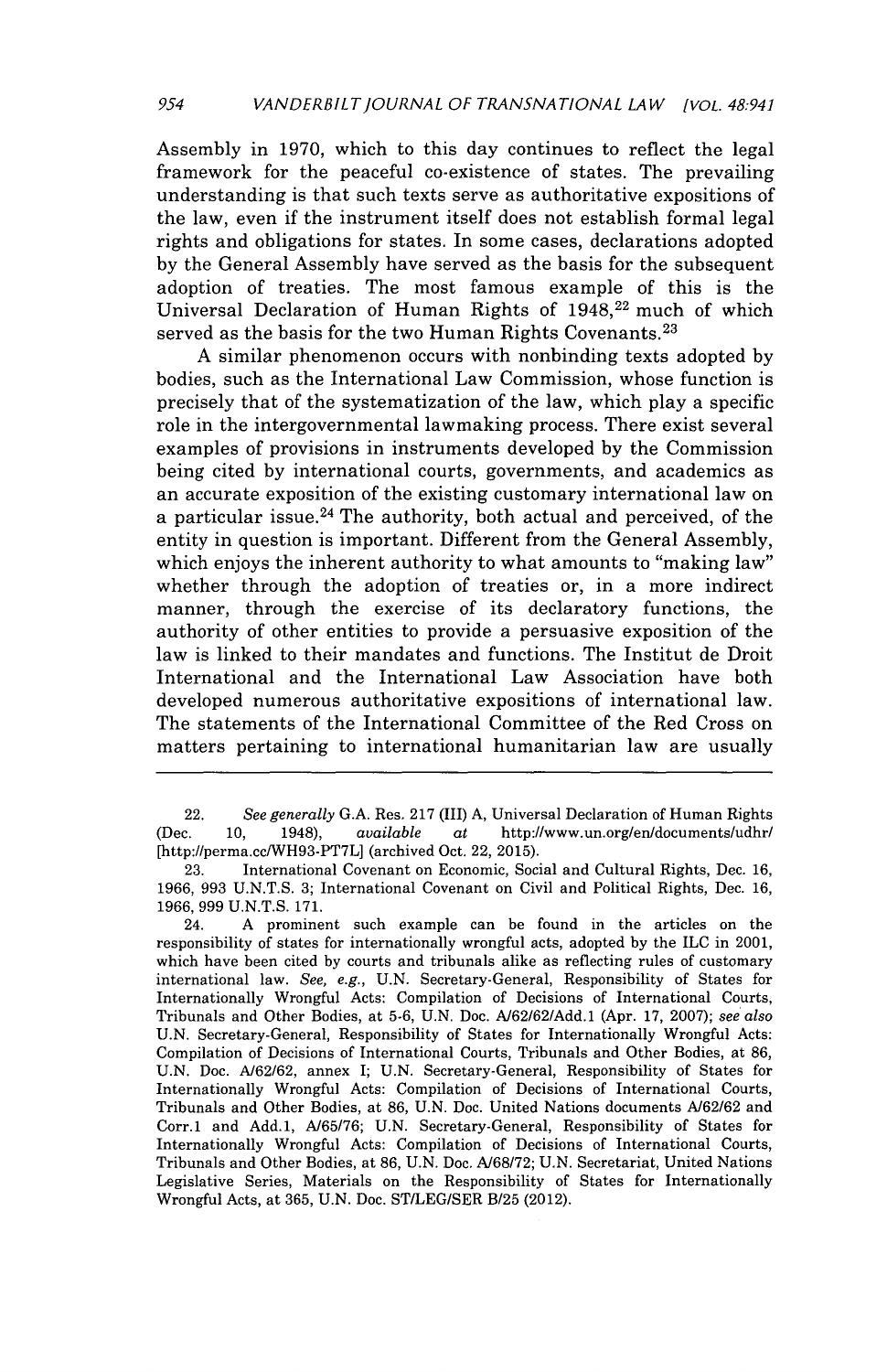Assembly in 1970, which to this day continues to reflect the legal framework for the peaceful co-existence of states. The prevailing understanding is that such texts serve as authoritative expositions of the law, even if the instrument itself does not establish formal legal rights and obligations for states. In some cases, declarations adopted by the General Assembly have served as the basis for the subsequent adoption of treaties. The most famous example of this is the Universal Declaration of Human Rights of 1948,[22] much of which served as the basis for the two Human Rights Covenants.[23]

A similar phenomenon occurs with nonbinding texts adopted by bodies, such as the International Law Commission, whose function is precisely that of the systematization of the law, which play a specific role in the intergovernmental lawmaking process. There exist several examples of provisions in instruments developed by the Commission being cited by international courts, governments, and academics as an accurate exposition of the existing customary international law on a particular issue.[24] The authority, both actual and perceived, of the entity in question is important. Different from the General Assembly, which enjoys the inherent authority to what amounts to "making law" whether through the adoption of treaties or, in a more indirect manner, through the exercise of its declaratory functions, the authority of other entities to provide a persuasive exposition of the law is linked to their mandates and functions. The Institut de Droit International and the International Law Association have both developed numerous authoritative expositions of international law. The statements of the International Committee of the Red Cross on matters pertaining to international humanitarian law are usually

---

22. *See generally* G.A. Res. 217 (III) A, Universal Declaration of Human Rights (Dec. 10, 1948), *available at* http://www.un.org/en/documents/udhr/ [http://perma.cc/WH93-PT7L] (archived Oct. 22, 2015).

23. International Covenant on Economic, Social and Cultural Rights, Dec. 16, 1966, 993 U.N.T.S. 3; International Covenant on Civil and Political Rights, Dec. 16, 1966, 999 U.N.T.S. 171.

24. A prominent such example can be found in the articles on the responsibility of states for internationally wrongful acts, adopted by the ILC in 2001, which have been cited by courts and tribunals alike as reflecting rules of customary international law. *See, e.g.*, U.N. Secretary-General, Responsibility of States for Internationally Wrongful Acts: Compilation of Decisions of International Courts, Tribunals and Other Bodies, at 5-6, U.N. Doc. A/62/62/Add.1 (Apr. 17, 2007); *see also* U.N. Secretary-General, Responsibility of States for Internationally Wrongful Acts: Compilation of Decisions of International Courts, Tribunals and Other Bodies, at 86, U.N. Doc. A/62/62, annex I; U.N. Secretary-General, Responsibility of States for Internationally Wrongful Acts: Compilation of Decisions of International Courts, Tribunals and Other Bodies, at 86, U.N. Doc. United Nations documents A/62/62 and Corr.1 and Add.1, A/65/76; U.N. Secretary-General, Responsibility of States for Internationally Wrongful Acts: Compilation of Decisions of International Courts, Tribunals and Other Bodies, at 86, U.N. Doc. A/68/72; U.N. Secretariat, United Nations Legislative Series, Materials on the Responsibility of States for Internationally Wrongful Acts, at 365, U.N. Doc. ST/LEG/SER B/25 (2012).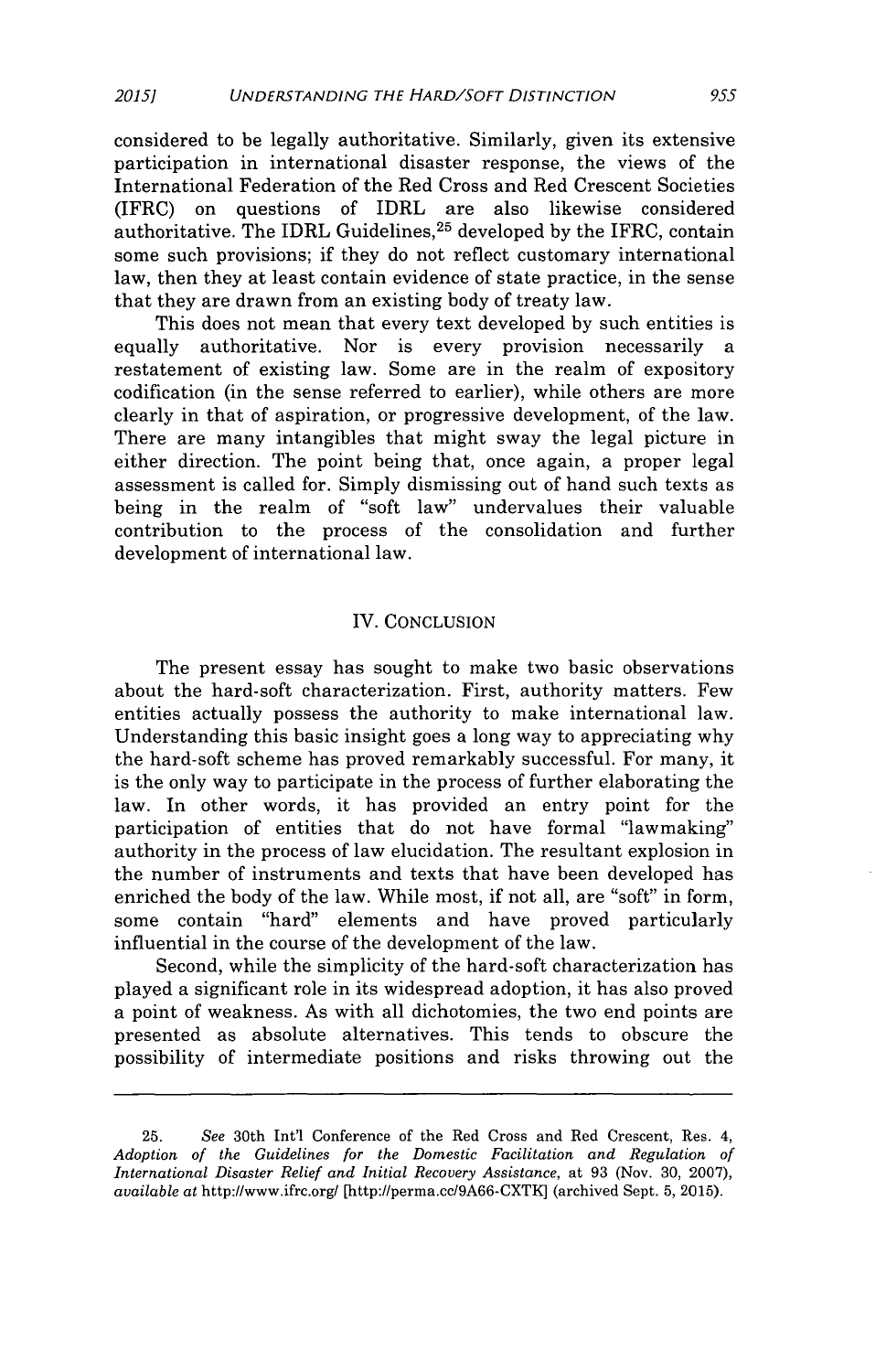considered to be legally authoritative. Similarly, given its extensive participation in international disaster response, the views of the International Federation of the Red Cross and Red Crescent Societies (IFRC) on questions of IDRL are also likewise considered authoritative. The IDRL Guidelines,[25] developed by the IFRC, contain some such provisions; if they do not reflect customary international law, then they at least contain evidence of state practice, in the sense that they are drawn from an existing body of treaty law.

This does not mean that every text developed by such entities is equally authoritative. Nor is every provision necessarily a restatement of existing law. Some are in the realm of expository codification (in the sense referred to earlier), while others are more clearly in that of aspiration, or progressive development, of the law. There are many intangibles that might sway the legal picture in either direction. The point being that, once again, a proper legal assessment is called for. Simply dismissing out of hand such texts as being in the realm of "soft law" undervalues their valuable contribution to the process of the consolidation and further development of international law.

## IV. CONCLUSION

The present essay has sought to make two basic observations about the hard-soft characterization. First, authority matters. Few entities actually possess the authority to make international law. Understanding this basic insight goes a long way to appreciating why the hard-soft scheme has proved remarkably successful. For many, it is the only way to participate in the process of further elaborating the law. In other words, it has provided an entry point for the participation of entities that do not have formal "lawmaking" authority in the process of law elucidation. The resultant explosion in the number of instruments and texts that have been developed has enriched the body of the law. While most, if not all, are "soft" in form, some contain "hard" elements and have proved particularly influential in the course of the development of the law.

Second, while the simplicity of the hard-soft characterization has played a significant role in its widespread adoption, it has also proved a point of weakness. As with all dichotomies, the two end points are presented as absolute alternatives. This tends to obscure the possibility of intermediate positions and risks throwing out the

---

25. *See* 30th Int'l Conference of the Red Cross and Red Crescent, Res. 4, *Adoption of the Guidelines for the Domestic Facilitation and Regulation of International Disaster Relief and Initial Recovery Assistance*, at 93 (Nov. 30, 2007), *available at* http://www.ifrc.org/ [http://perma.cc/9A66-CXTK] (archived Sept. 5, 2015).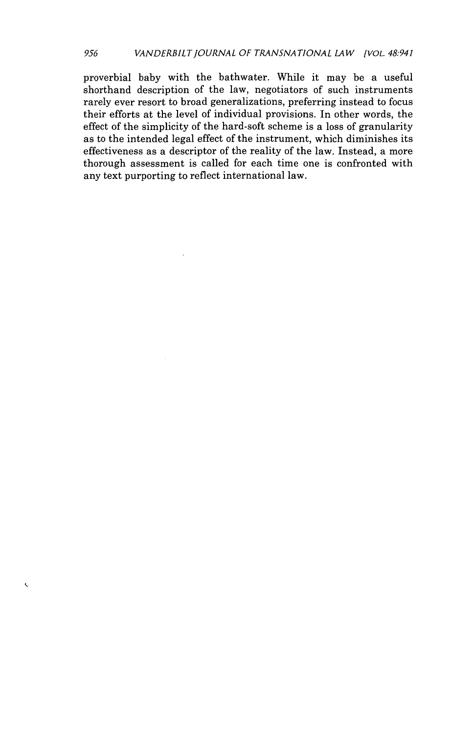proverbial baby with the bathwater. While it may be a useful shorthand description of the law, negotiators of such instruments rarely ever resort to broad generalizations, preferring instead to focus their efforts at the level of individual provisions. In other words, the effect of the simplicity of the hard-soft scheme is a loss of granularity as to the intended legal effect of the instrument, which diminishes its effectiveness as a descriptor of the reality of the law. Instead, a more thorough assessment is called for each time one is confronted with any text purporting to reflect international law.